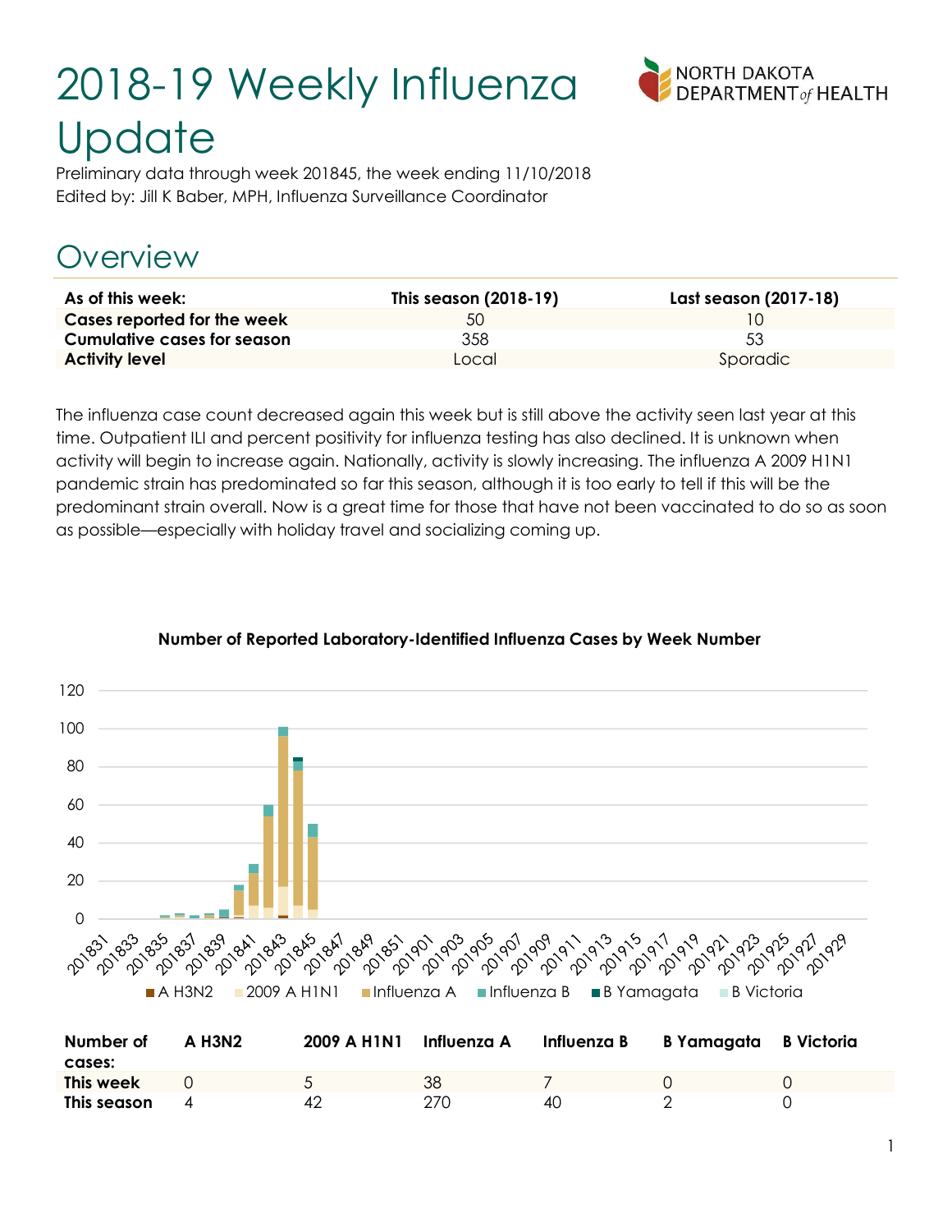# 2018-19 Weekly Influenza Update

Preliminary data through week 201845, the week ending 11/10/2018
Edited by: Jill K Baber, MPH, Influenza Surveillance Coordinator

## Overview

| As of this week: | This season (2018-19) | Last season (2017-18) |
|---|---|---|
| **Cases reported for the week** | 50 | 10 |
| **Cumulative cases for season** | 358 | 53 |
| **Activity level** | Local | Sporadic |

The influenza case count decreased again this week but is still above the activity seen last year at this time. Outpatient ILI and percent positivity for influenza testing has also declined. It is unknown when activity will begin to increase again. Nationally, activity is slowly increasing. The influenza A 2009 H1N1 pandemic strain has predominated so far this season, although it is too early to tell if this will be the predominant strain overall. Now is a great time for those that have not been vaccinated to do so as soon as possible—especially with holiday travel and socializing coming up.

**Number of Reported Laboratory-Identified Influenza Cases by Week Number**

| Number of cases: | A H3N2 | 2009 A H1N1 | Influenza A | Influenza B | B Yamagata | B Victoria |
|---|---|---|---|---|---|---|
| **This week** | 0 | 5 | 38 | 7 | 0 | 0 |
| **This season** | 4 | 42 | 270 | 40 | 2 | 0 |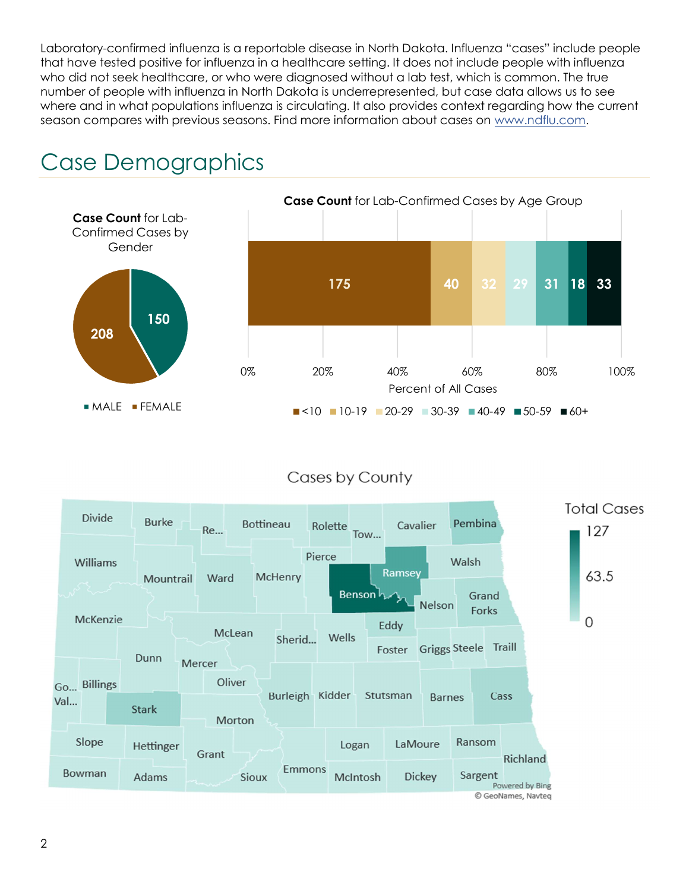Laboratory-confirmed influenza is a reportable disease in North Dakota. Influenza "cases" include people that have tested positive for influenza in a healthcare setting. It does not include people with influenza who did not seek healthcare, or who were diagnosed without a lab test, which is common. The true number of people with influenza in North Dakota is underrepresented, but case data allows us to see where and in what populations influenza is circulating. It also provides context regarding how the current season compares with previous seasons. Find more information about cases on [www.ndflu.com](http://www.ndflu.com).

# Case Demographics

**Case Count** for Lab-Confirmed Cases by Gender

| Gender | Cases |
|---|---|
| MALE | 150 |
| FEMALE | 208 |

**Case Count** for Lab-Confirmed Cases by Age Group

| Age Group | Cases |
|---|---|
| <10 | 175 |
| 10-19 | 40 |
| 20-29 | 32 |
| 30-39 | 29 |
| 40-49 | 31 |
| 50-59 | 18 |
| 60+ | 33 |

Percent of All Cases

Cases by County

Total Cases: 0 – 63.5 – 127

Powered by Bing
© GeoNames, Navteq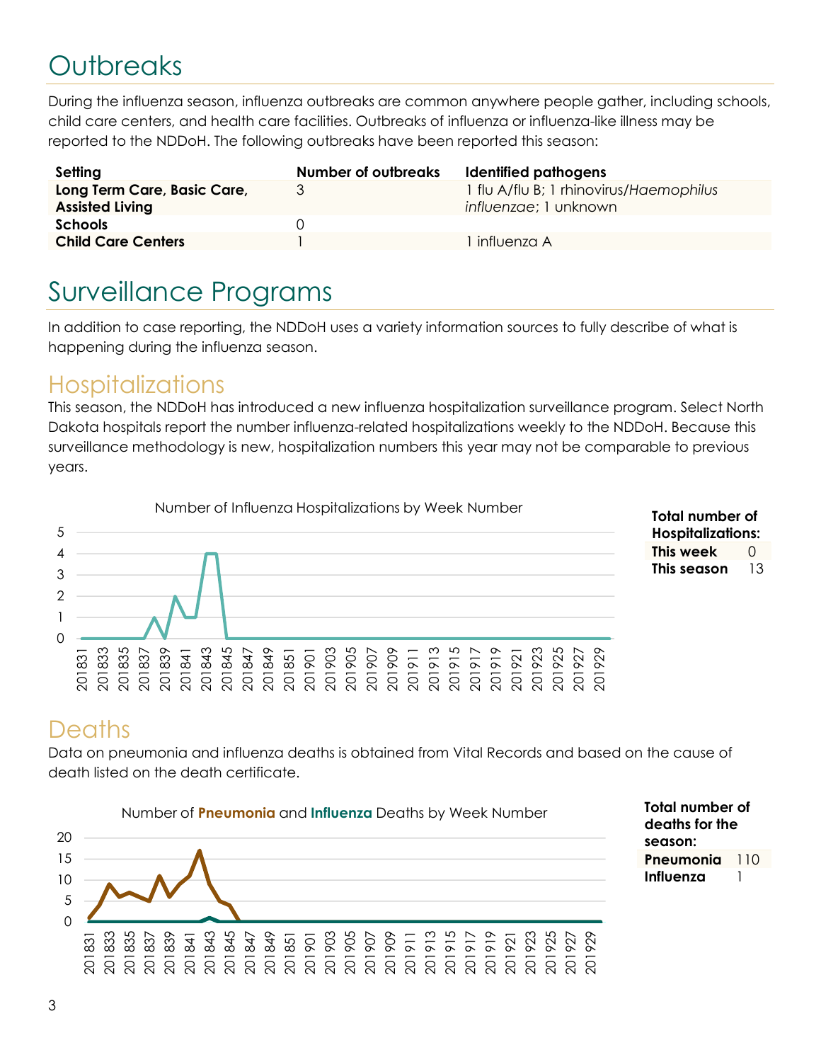# Outbreaks

During the influenza season, influenza outbreaks are common anywhere people gather, including schools, child care centers, and health care facilities. Outbreaks of influenza or influenza-like illness may be reported to the NDDoH. The following outbreaks have been reported this season:

| Setting | Number of outbreaks | Identified pathogens |
|---|---|---|
| **Long Term Care, Basic Care, Assisted Living** | 3 | 1 flu A/flu B; 1 rhinovirus/*Haemophilus influenzae*; 1 unknown |
| **Schools** | 0 | |
| **Child Care Centers** | 1 | 1 influenza A |

# Surveillance Programs

In addition to case reporting, the NDDoH uses a variety information sources to fully describe of what is happening during the influenza season.

## Hospitalizations

This season, the NDDoH has introduced a new influenza hospitalization surveillance program. Select North Dakota hospitals report the number influenza-related hospitalizations weekly to the NDDoH. Because this surveillance methodology is new, hospitalization numbers this year may not be comparable to previous years.

Number of Influenza Hospitalizations by Week Number

**Total number of Hospitalizations:**

| | |
|---|---|
| **This week** | 0 |
| **This season** | 13 |

## Deaths

Data on pneumonia and influenza deaths is obtained from Vital Records and based on the cause of death listed on the death certificate.

Number of **Pneumonia** and **Influenza** Deaths by Week Number

**Total number of deaths for the season:**

| | |
|---|---|
| **Pneumonia** | 110 |
| **Influenza** | 1 |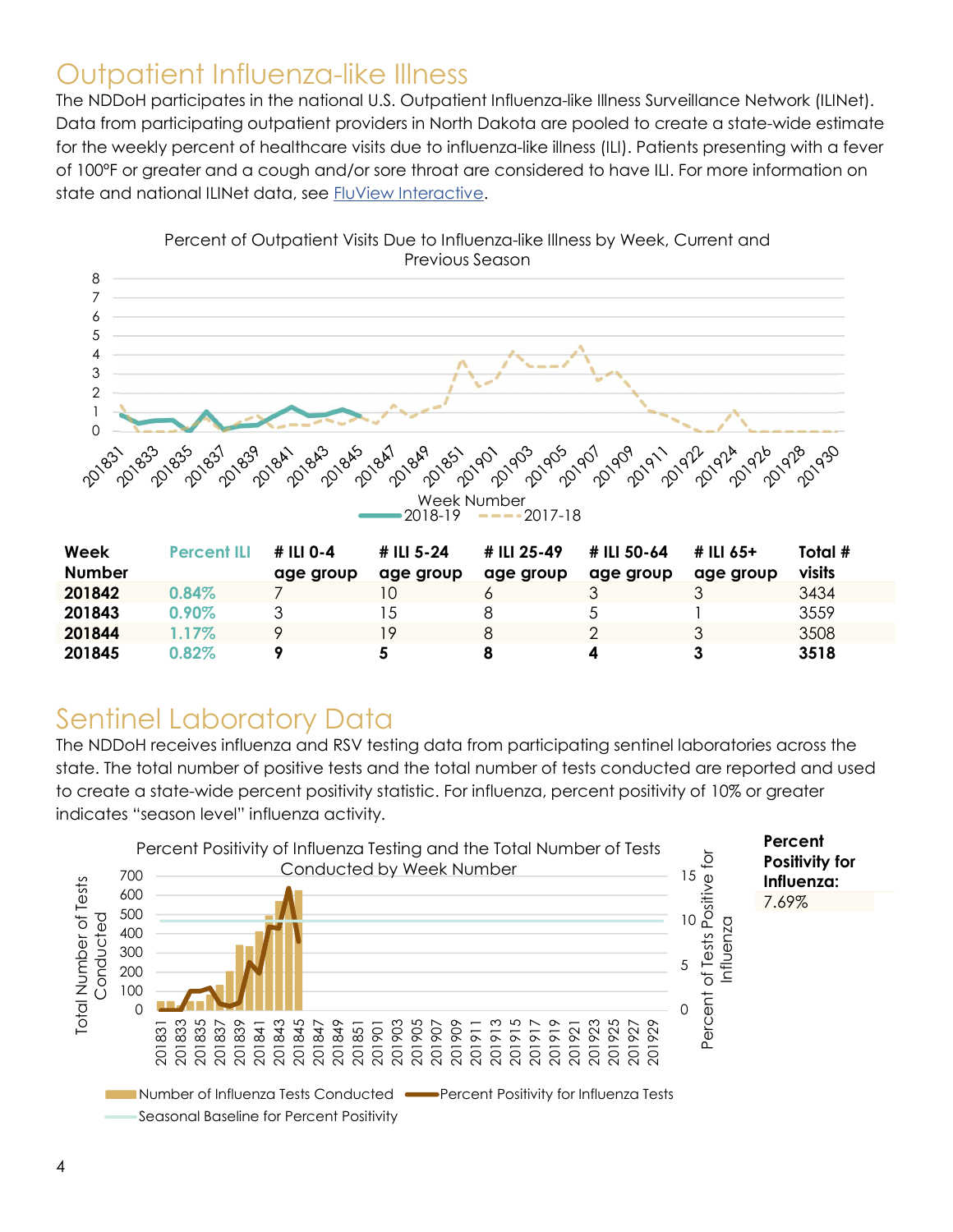## Outpatient Influenza-like Illness

The NDDoH participates in the national U.S. Outpatient Influenza-like Illness Surveillance Network (ILINet). Data from participating outpatient providers in North Dakota are pooled to create a state-wide estimate for the weekly percent of healthcare visits due to influenza-like illness (ILI). Patients presenting with a fever of 100°F or greater and a cough and/or sore throat are considered to have ILI. For more information on state and national ILINet data, see FluView Interactive.

Percent of Outpatient Visits Due to Influenza-like Illness by Week, Current and Previous Season

| Week Number | Percent ILI | # ILI 0-4 age group | # ILI 5-24 age group | # ILI 25-49 age group | # ILI 50-64 age group | # ILI 65+ age group | Total # visits |
|---|---|---|---|---|---|---|---|
| **201842** | 0.84% | 7 | 10 | 6 | 3 | 3 | 3434 |
| **201843** | 0.90% | 3 | 15 | 8 | 5 | 1 | 3559 |
| **201844** | 1.17% | 9 | 19 | 8 | 2 | 3 | 3508 |
| **201845** | 0.82% | **9** | **5** | **8** | **4** | **3** | **3518** |

## Sentinel Laboratory Data

The NDDoH receives influenza and RSV testing data from participating sentinel laboratories across the state. The total number of positive tests and the total number of tests conducted are reported and used to create a state-wide percent positivity statistic. For influenza, percent positivity of 10% or greater indicates "season level" influenza activity.

Percent Positivity of Influenza Testing and the Total Number of Tests Conducted by Week Number

**Percent Positivity for Influenza:** 7.69%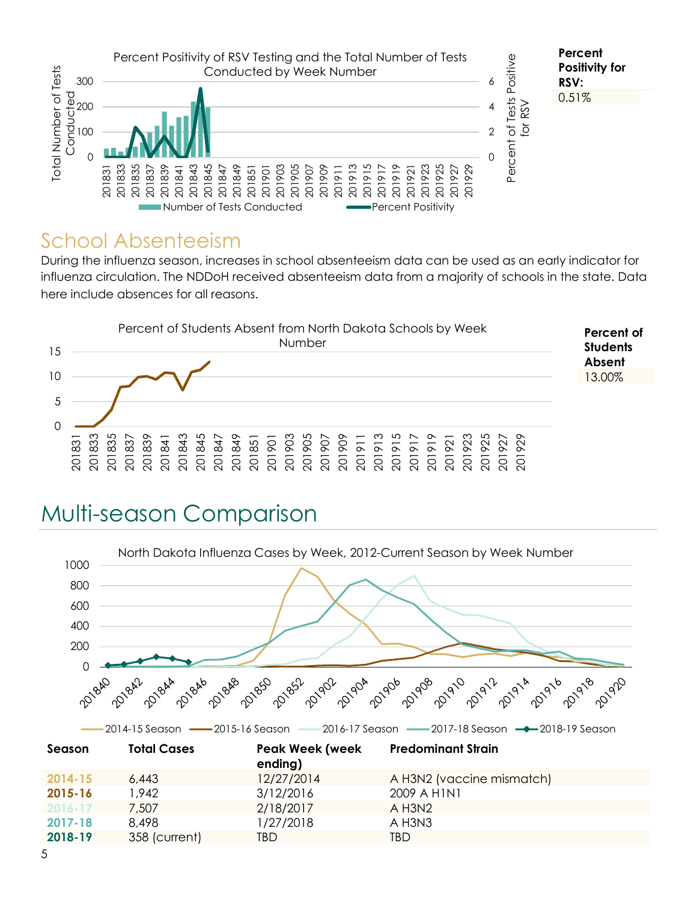Percent Positivity of RSV Testing and the Total Number of Tests Conducted by Week Number

**Percent Positivity for RSV:**

0.51%

## School Absenteeism

During the influenza season, increases in school absenteeism data can be used as an early indicator for influenza circulation. The NDDoH received absenteeism data from a majority of schools in the state. Data here include absences for all reasons.

Percent of Students Absent from North Dakota Schools by Week Number

**Percent of Students Absent**

13.00%

# Multi-season Comparison

North Dakota Influenza Cases by Week, 2012-Current Season by Week Number

| Season | Total Cases | Peak Week (week ending) | Predominant Strain |
|---|---|---|---|
| **2014-15** | 6,443 | 12/27/2014 | A H3N2 (vaccine mismatch) |
| **2015-16** | 1,942 | 3/12/2016 | 2009 A H1N1 |
| **2016-17** | 7,507 | 2/18/2017 | A H3N2 |
| **2017-18** | 8,498 | 1/27/2018 | A H3N3 |
| **2018-19** | 358 (current) | TBD | TBD |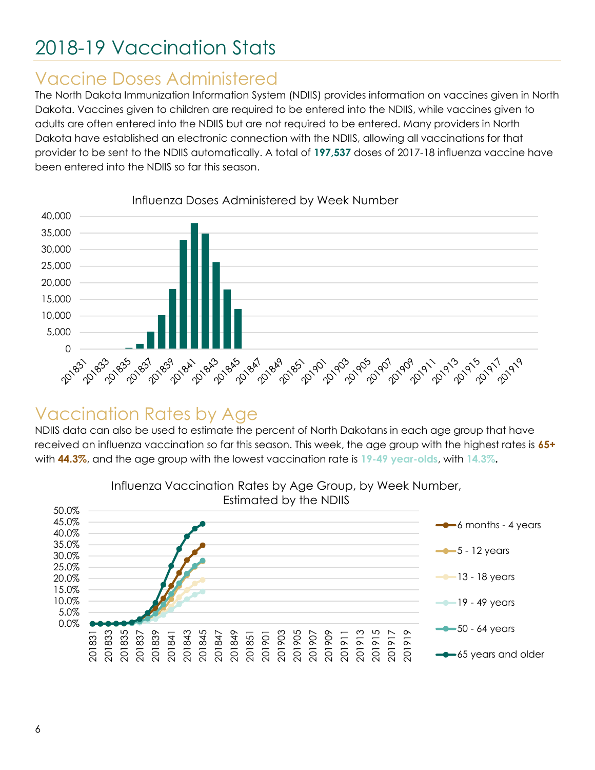# 2018-19 Vaccination Stats

## Vaccine Doses Administered

The North Dakota Immunization Information System (NDIIS) provides information on vaccines given in North Dakota. Vaccines given to children are required to be entered into the NDIIS, while vaccines given to adults are often entered into the NDIIS but are not required to be entered. Many providers in North Dakota have established an electronic connection with the NDIIS, allowing all vaccinations for that provider to be sent to the NDIIS automatically. A total of **197,537** doses of 2017-18 influenza vaccine have been entered into the NDIIS so far this season.

Influenza Doses Administered by Week Number

40,000
35,000
30,000
25,000
20,000
15,000
10,000
5,000
0

201831 201833 201835 201837 201839 201841 201843 201845 201847 201849 201851 201901 201903 201905 201907 201909 201911 201913 201915 201917 201919

## Vaccination Rates by Age

NDIIS data can also be used to estimate the percent of North Dakotans in each age group that have received an influenza vaccination so far this season. This week, the age group with the highest rates is **65+** with **44.3%**, and the age group with the lowest vaccination rate is **19-49 year-olds**, with **14.3%.**

Influenza Vaccination Rates by Age Group, by Week Number, Estimated by the NDIIS

50.0%
45.0%
40.0%
35.0%
30.0%
25.0%
20.0%
15.0%
10.0%
5.0%
0.0%

201831 201833 201835 201837 201839 201841 201843 201845 201847 201849 201851 201901 201903 201905 201907 201909 201911 201913 201915 201917 201919

6 months - 4 years
5 - 12 years
13 - 18 years
19 - 49 years
50 - 64 years
65 years and older